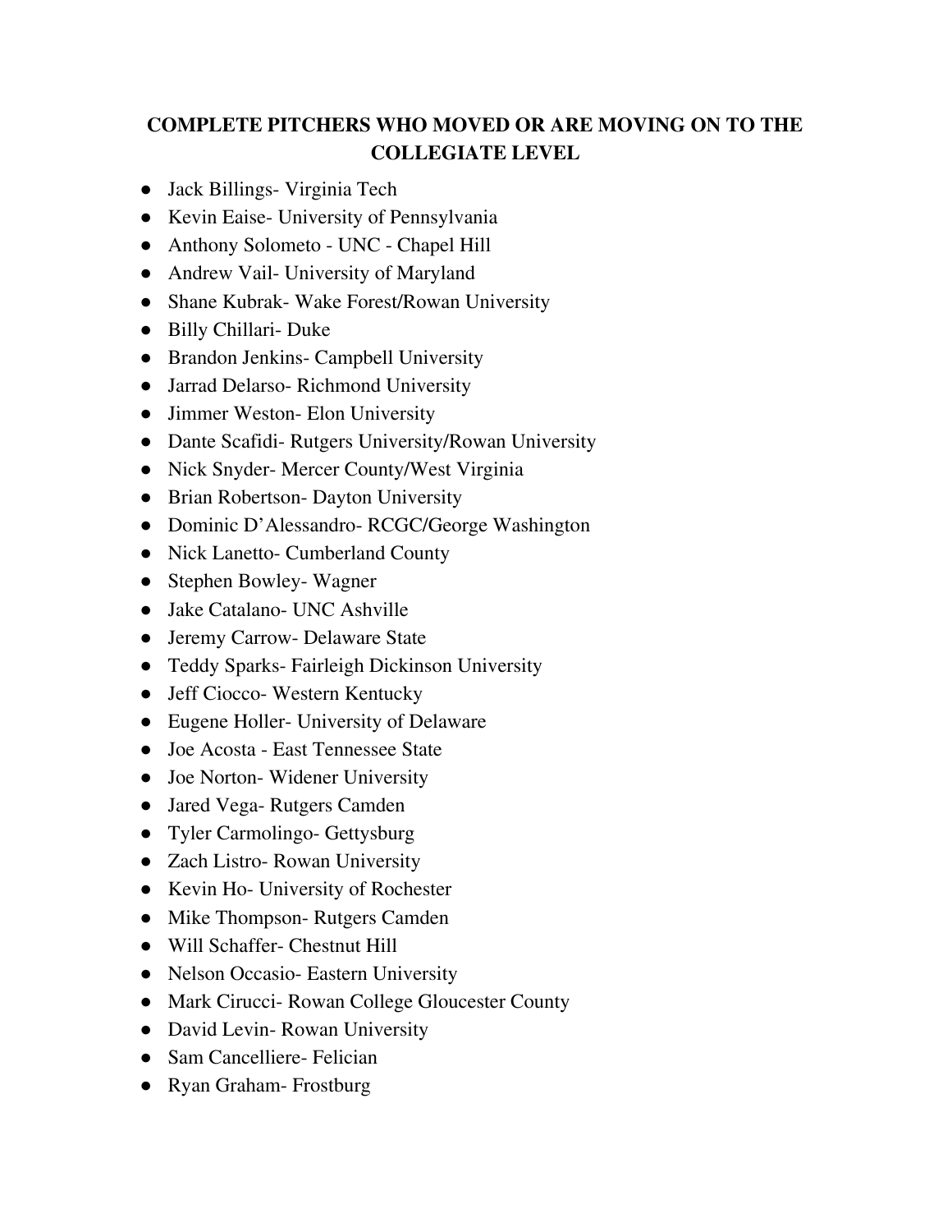# COMPLETE PITCHERS WHO MOVED OR ARE MOVING ON TO THE COLLEGIATE LEVEL

- Jack Billings- Virginia Tech
- Kevin Eaise- University of Pennsylvania
- Anthony Solometo - UNC - Chapel Hill
- Andrew Vail- University of Maryland
- Shane Kubrak- Wake Forest/Rowan University
- Billy Chillari- Duke
- Brandon Jenkins- Campbell University
- Jarrad Delarso- Richmond University
- Jimmer Weston- Elon University
- Dante Scafidi- Rutgers University/Rowan University
- Nick Snyder- Mercer County/West Virginia
- Brian Robertson- Dayton University
- Dominic D'Alessandro- RCGC/George Washington
- Nick Lanetto- Cumberland County
- Stephen Bowley- Wagner
- Jake Catalano- UNC Ashville
- Jeremy Carrow- Delaware State
- Teddy Sparks- Fairleigh Dickinson University
- Jeff Ciocco- Western Kentucky
- Eugene Holler- University of Delaware
- Joe Acosta - East Tennessee State
- Joe Norton- Widener University
- Jared Vega- Rutgers Camden
- Tyler Carmolingo- Gettysburg
- Zach Listro- Rowan University
- Kevin Ho- University of Rochester
- Mike Thompson- Rutgers Camden
- Will Schaffer- Chestnut Hill
- Nelson Occasio- Eastern University
- Mark Cirucci- Rowan College Gloucester County
- David Levin- Rowan University
- Sam Cancelliere- Felician
- Ryan Graham- Frostburg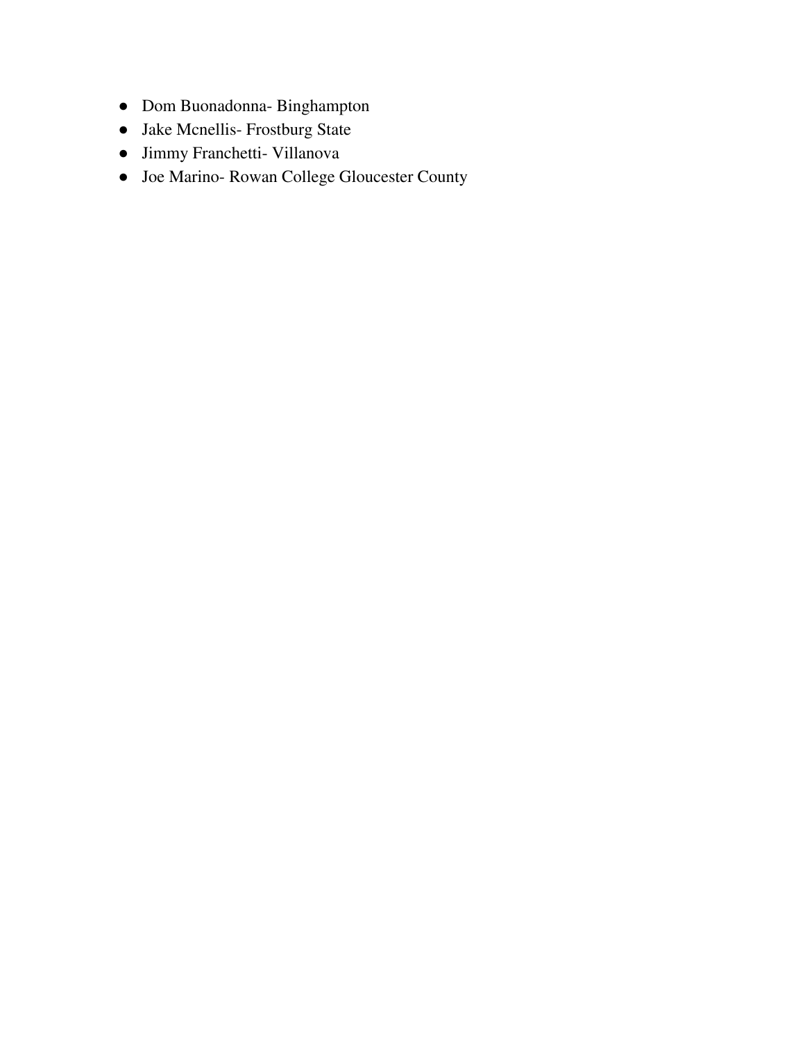- Dom Buonadonna- Binghampton
- Jake Mcnellis- Frostburg State
- Jimmy Franchetti- Villanova
- Joe Marino- Rowan College Gloucester County